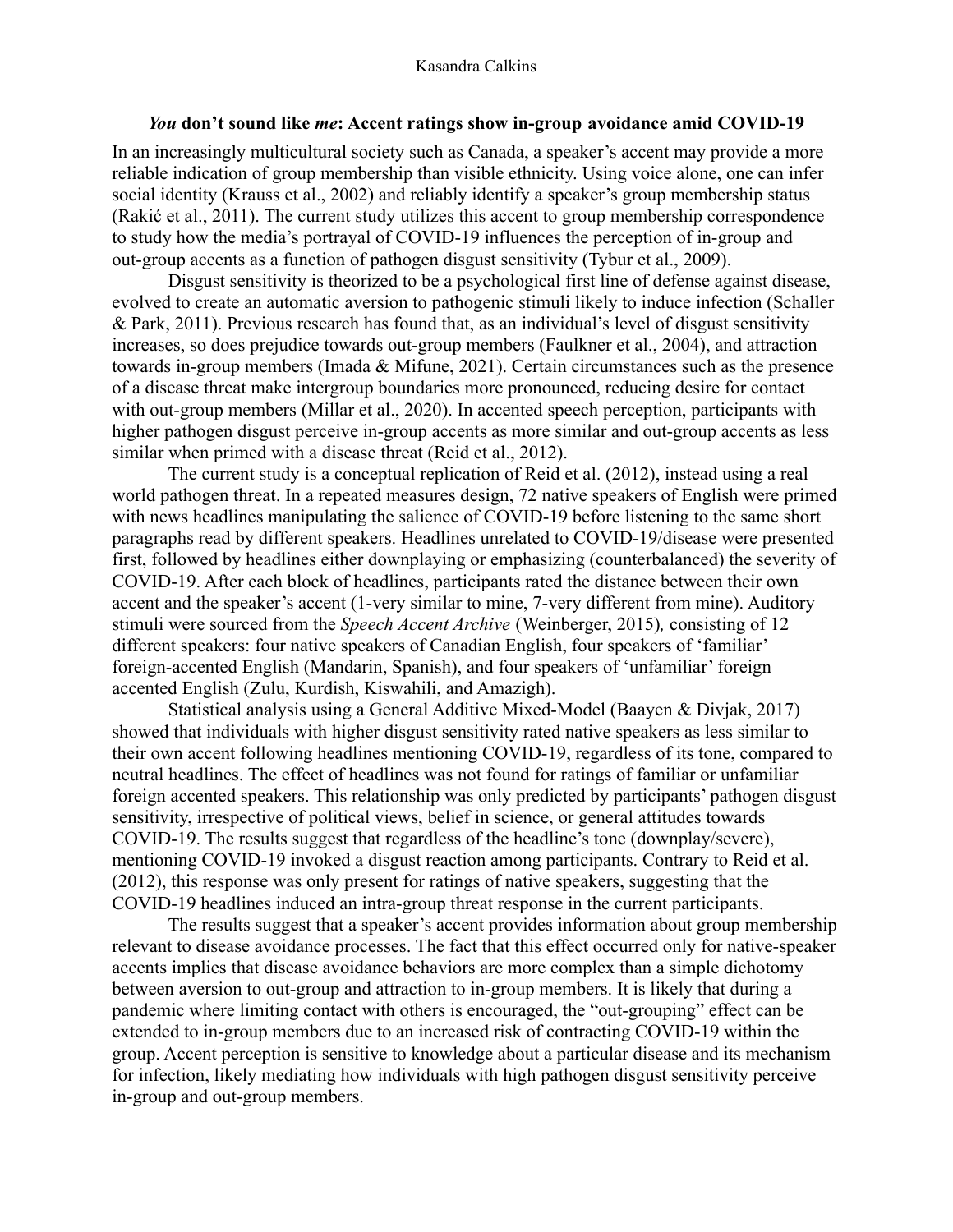Kasandra Calkins

# ***You* don't sound like *me*: Accent ratings show in-group avoidance amid COVID-19**

In an increasingly multicultural society such as Canada, a speaker's accent may provide a more reliable indication of group membership than visible ethnicity. Using voice alone, one can infer social identity (Krauss et al., 2002) and reliably identify a speaker's group membership status (Rakić et al., 2011). The current study utilizes this accent to group membership correspondence to study how the media's portrayal of COVID-19 influences the perception of in-group and out-group accents as a function of pathogen disgust sensitivity (Tybur et al., 2009).

Disgust sensitivity is theorized to be a psychological first line of defense against disease, evolved to create an automatic aversion to pathogenic stimuli likely to induce infection (Schaller & Park, 2011). Previous research has found that, as an individual's level of disgust sensitivity increases, so does prejudice towards out-group members (Faulkner et al., 2004), and attraction towards in-group members (Imada & Mifune, 2021). Certain circumstances such as the presence of a disease threat make intergroup boundaries more pronounced, reducing desire for contact with out-group members (Millar et al., 2020). In accented speech perception, participants with higher pathogen disgust perceive in-group accents as more similar and out-group accents as less similar when primed with a disease threat (Reid et al., 2012).

The current study is a conceptual replication of Reid et al. (2012), instead using a real world pathogen threat. In a repeated measures design, 72 native speakers of English were primed with news headlines manipulating the salience of COVID-19 before listening to the same short paragraphs read by different speakers. Headlines unrelated to COVID-19/disease were presented first, followed by headlines either downplaying or emphasizing (counterbalanced) the severity of COVID-19. After each block of headlines, participants rated the distance between their own accent and the speaker's accent (1-very similar to mine, 7-very different from mine). Auditory stimuli were sourced from the *Speech Accent Archive* (Weinberger, 2015)*,* consisting of 12 different speakers: four native speakers of Canadian English, four speakers of 'familiar' foreign-accented English (Mandarin, Spanish), and four speakers of 'unfamiliar' foreign accented English (Zulu, Kurdish, Kiswahili, and Amazigh).

Statistical analysis using a General Additive Mixed-Model (Baayen & Divjak, 2017) showed that individuals with higher disgust sensitivity rated native speakers as less similar to their own accent following headlines mentioning COVID-19, regardless of its tone, compared to neutral headlines. The effect of headlines was not found for ratings of familiar or unfamiliar foreign accented speakers. This relationship was only predicted by participants' pathogen disgust sensitivity, irrespective of political views, belief in science, or general attitudes towards COVID-19. The results suggest that regardless of the headline's tone (downplay/severe), mentioning COVID-19 invoked a disgust reaction among participants. Contrary to Reid et al. (2012), this response was only present for ratings of native speakers, suggesting that the COVID-19 headlines induced an intra-group threat response in the current participants.

The results suggest that a speaker's accent provides information about group membership relevant to disease avoidance processes. The fact that this effect occurred only for native-speaker accents implies that disease avoidance behaviors are more complex than a simple dichotomy between aversion to out-group and attraction to in-group members. It is likely that during a pandemic where limiting contact with others is encouraged, the "out-grouping" effect can be extended to in-group members due to an increased risk of contracting COVID-19 within the group. Accent perception is sensitive to knowledge about a particular disease and its mechanism for infection, likely mediating how individuals with high pathogen disgust sensitivity perceive in-group and out-group members.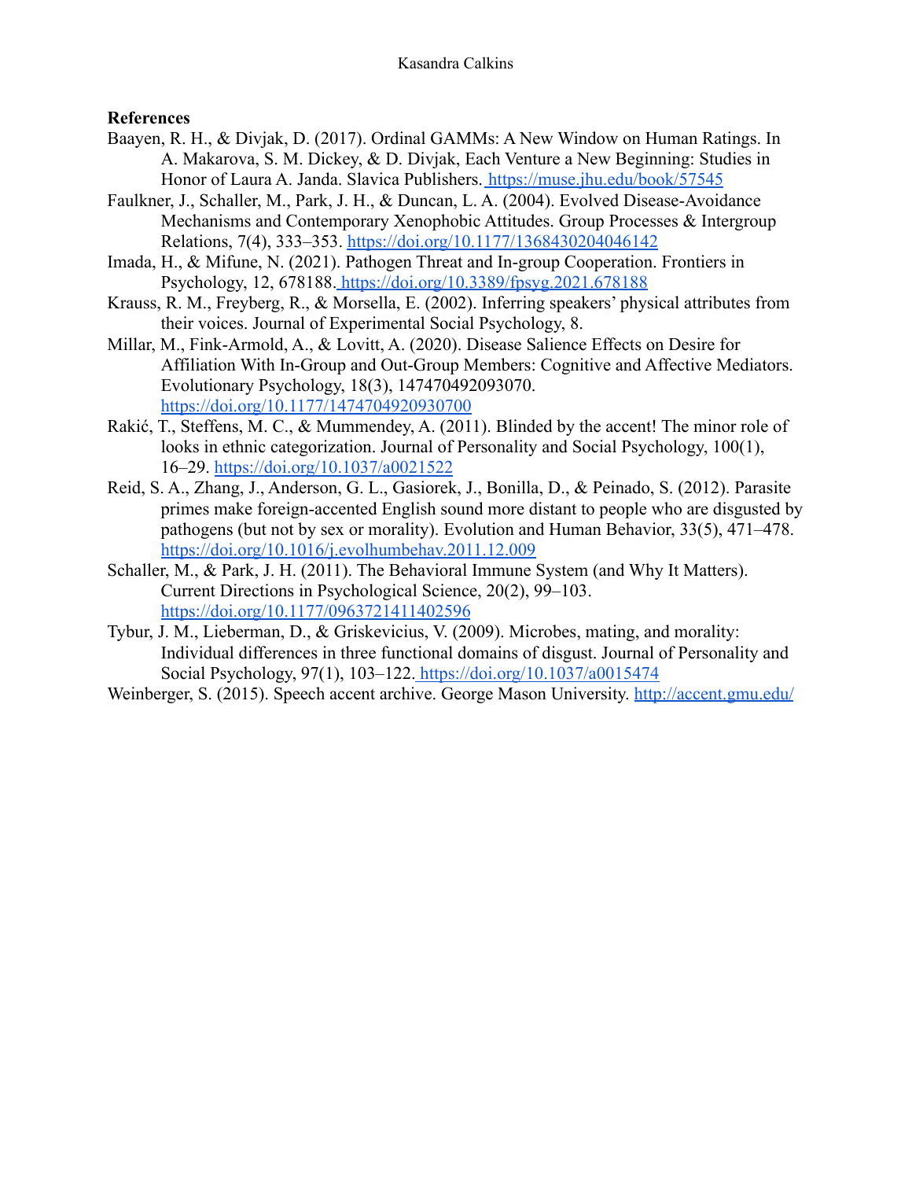**References**

Baayen, R. H., & Divjak, D. (2017). Ordinal GAMMs: A New Window on Human Ratings. In A. Makarova, S. M. Dickey, & D. Divjak, Each Venture a New Beginning: Studies in Honor of Laura A. Janda. Slavica Publishers. https://muse.jhu.edu/book/57545

Faulkner, J., Schaller, M., Park, J. H., & Duncan, L. A. (2004). Evolved Disease-Avoidance Mechanisms and Contemporary Xenophobic Attitudes. Group Processes & Intergroup Relations, 7(4), 333–353. https://doi.org/10.1177/1368430204046142

Imada, H., & Mifune, N. (2021). Pathogen Threat and In-group Cooperation. Frontiers in Psychology, 12, 678188. https://doi.org/10.3389/fpsyg.2021.678188

Krauss, R. M., Freyberg, R., & Morsella, E. (2002). Inferring speakers' physical attributes from their voices. Journal of Experimental Social Psychology, 8.

Millar, M., Fink-Armold, A., & Lovitt, A. (2020). Disease Salience Effects on Desire for Affiliation With In-Group and Out-Group Members: Cognitive and Affective Mediators. Evolutionary Psychology, 18(3), 147470492093070. https://doi.org/10.1177/1474704920930700

Rakić, T., Steffens, M. C., & Mummendey, A. (2011). Blinded by the accent! The minor role of looks in ethnic categorization. Journal of Personality and Social Psychology, 100(1), 16–29. https://doi.org/10.1037/a0021522

Reid, S. A., Zhang, J., Anderson, G. L., Gasiorek, J., Bonilla, D., & Peinado, S. (2012). Parasite primes make foreign-accented English sound more distant to people who are disgusted by pathogens (but not by sex or morality). Evolution and Human Behavior, 33(5), 471–478. https://doi.org/10.1016/j.evolhumbehav.2011.12.009

Schaller, M., & Park, J. H. (2011). The Behavioral Immune System (and Why It Matters). Current Directions in Psychological Science, 20(2), 99–103. https://doi.org/10.1177/0963721411402596

Tybur, J. M., Lieberman, D., & Griskevicius, V. (2009). Microbes, mating, and morality: Individual differences in three functional domains of disgust. Journal of Personality and Social Psychology, 97(1), 103–122. https://doi.org/10.1037/a0015474

Weinberger, S. (2015). Speech accent archive. George Mason University. http://accent.gmu.edu/